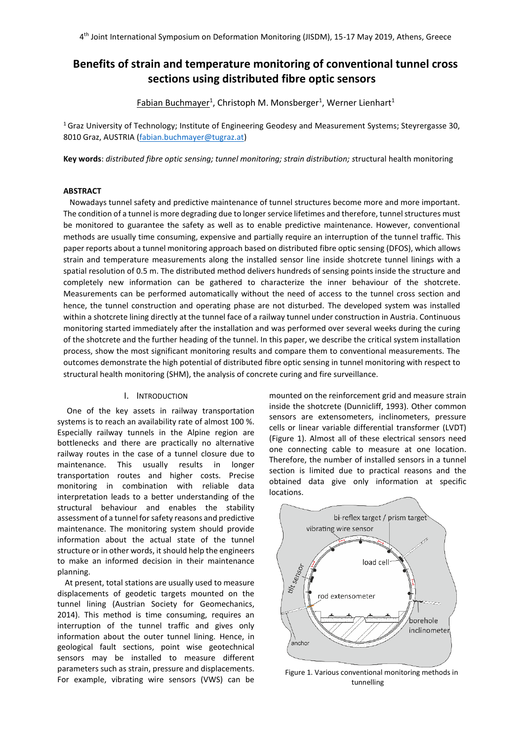# Benefits of strain and temperature monitoring of conventional tunnel cross sections using distributed fibre optic sensors

Fabian Buchmayer[1], Christoph M. Monsberger[1], Werner Lienhart[1]

[1] Graz University of Technology; Institute of Engineering Geodesy and Measurement Systems; Steyrergasse 30, 8010 Graz, AUSTRIA (fabian.buchmayer@tugraz.at)

**Key words**: *distributed fibre optic sensing; tunnel monitoring; strain distribution; s*tructural health monitoring

## ABSTRACT

Nowadays tunnel safety and predictive maintenance of tunnel structures become more and more important. The condition of a tunnel is more degrading due to longer service lifetimes and therefore, tunnel structures must be monitored to guarantee the safety as well as to enable predictive maintenance. However, conventional methods are usually time consuming, expensive and partially require an interruption of the tunnel traffic. This paper reports about a tunnel monitoring approach based on distributed fibre optic sensing (DFOS), which allows strain and temperature measurements along the installed sensor line inside shotcrete tunnel linings with a spatial resolution of 0.5 m. The distributed method delivers hundreds of sensing points inside the structure and completely new information can be gathered to characterize the inner behaviour of the shotcrete. Measurements can be performed automatically without the need of access to the tunnel cross section and hence, the tunnel construction and operating phase are not disturbed. The developed system was installed within a shotcrete lining directly at the tunnel face of a railway tunnel under construction in Austria. Continuous monitoring started immediately after the installation and was performed over several weeks during the curing of the shotcrete and the further heading of the tunnel. In this paper, we describe the critical system installation process, show the most significant monitoring results and compare them to conventional measurements. The outcomes demonstrate the high potential of distributed fibre optic sensing in tunnel monitoring with respect to structural health monitoring (SHM), the analysis of concrete curing and fire surveillance.

## I. Introduction

One of the key assets in railway transportation systems is to reach an availability rate of almost 100 %. Especially railway tunnels in the Alpine region are bottlenecks and there are practically no alternative railway routes in the case of a tunnel closure due to maintenance. This usually results in longer transportation routes and higher costs. Precise monitoring in combination with reliable data interpretation leads to a better understanding of the structural behaviour and enables the stability assessment of a tunnel for safety reasons and predictive maintenance. The monitoring system should provide information about the actual state of the tunnel structure or in other words, it should help the engineers to make an informed decision in their maintenance planning.

At present, total stations are usually used to measure displacements of geodetic targets mounted on the tunnel lining (Austrian Society for Geomechanics, 2014). This method is time consuming, requires an interruption of the tunnel traffic and gives only information about the outer tunnel lining. Hence, in geological fault sections, point wise geotechnical sensors may be installed to measure different parameters such as strain, pressure and displacements. For example, vibrating wire sensors (VWS) can be mounted on the reinforcement grid and measure strain inside the shotcrete (Dunnicliff, 1993). Other common sensors are extensometers, inclinometers, pressure cells or linear variable differential transformer (LVDT) (Figure 1). Almost all of these electrical sensors need one connecting cable to measure at one location. Therefore, the number of installed sensors in a tunnel section is limited due to practical reasons and the obtained data give only information at specific locations.

Figure 1. Various conventional monitoring methods in tunnelling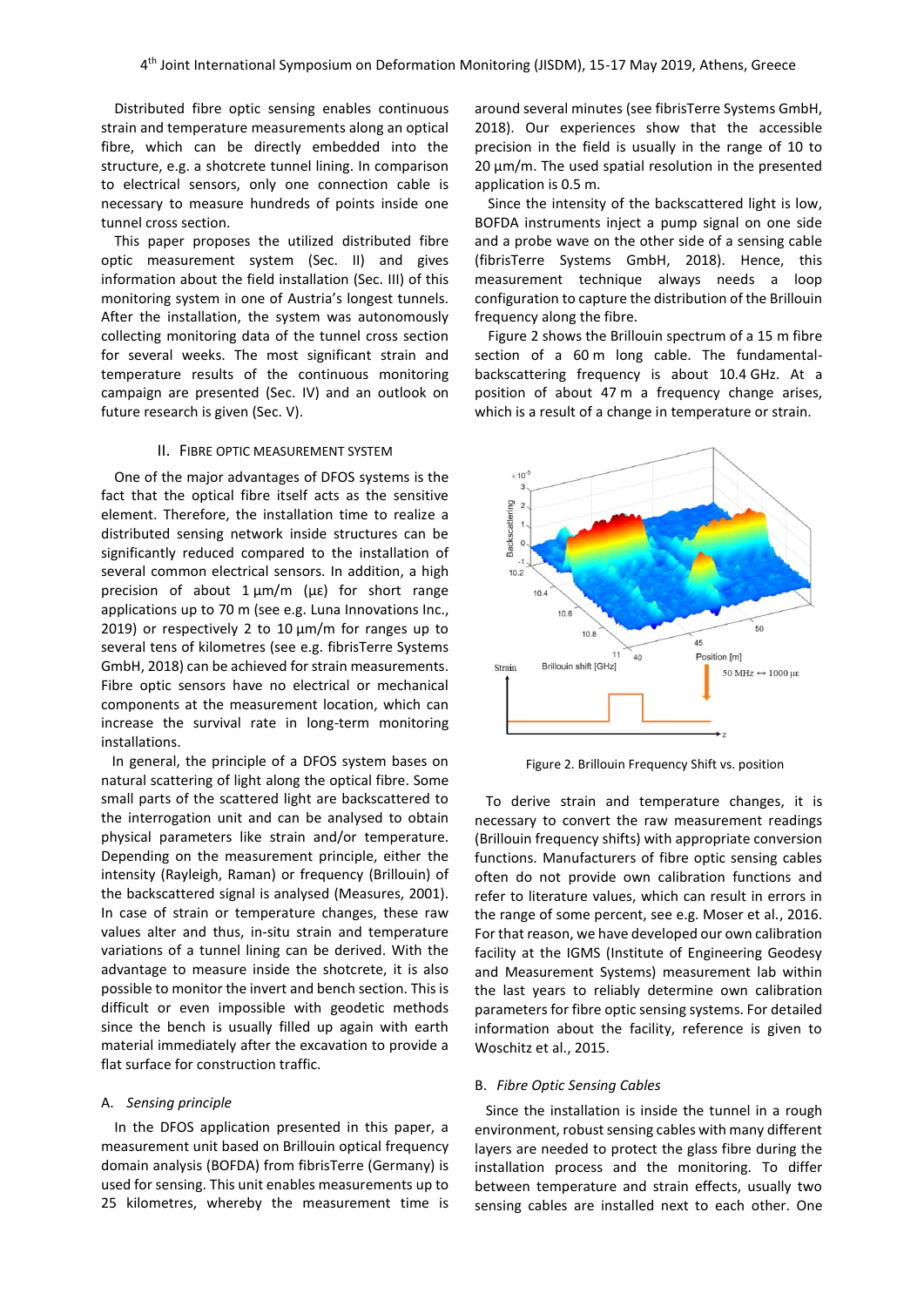Distributed fibre optic sensing enables continuous strain and temperature measurements along an optical fibre, which can be directly embedded into the structure, e.g. a shotcrete tunnel lining. In comparison to electrical sensors, only one connection cable is necessary to measure hundreds of points inside one tunnel cross section.

This paper proposes the utilized distributed fibre optic measurement system (Sec. II) and gives information about the field installation (Sec. III) of this monitoring system in one of Austria's longest tunnels. After the installation, the system was autonomously collecting monitoring data of the tunnel cross section for several weeks. The most significant strain and temperature results of the continuous monitoring campaign are presented (Sec. IV) and an outlook on future research is given (Sec. V).

## II. Fibre Optic Measurement System

One of the major advantages of DFOS systems is the fact that the optical fibre itself acts as the sensitive element. Therefore, the installation time to realize a distributed sensing network inside structures can be significantly reduced compared to the installation of several common electrical sensors. In addition, a high precision of about 1 µm/m (µε) for short range applications up to 70 m (see e.g. Luna Innovations Inc., 2019) or respectively 2 to 10 µm/m for ranges up to several tens of kilometres (see e.g. fibrisTerre Systems GmbH, 2018) can be achieved for strain measurements. Fibre optic sensors have no electrical or mechanical components at the measurement location, which can increase the survival rate in long-term monitoring installations.

In general, the principle of a DFOS system bases on natural scattering of light along the optical fibre. Some small parts of the scattered light are backscattered to the interrogation unit and can be analysed to obtain physical parameters like strain and/or temperature. Depending on the measurement principle, either the intensity (Rayleigh, Raman) or frequency (Brillouin) of the backscattered signal is analysed (Measures, 2001). In case of strain or temperature changes, these raw values alter and thus, in-situ strain and temperature variations of a tunnel lining can be derived. With the advantage to measure inside the shotcrete, it is also possible to monitor the invert and bench section. This is difficult or even impossible with geodetic methods since the bench is usually filled up again with earth material immediately after the excavation to provide a flat surface for construction traffic.

### A. *Sensing principle*

In the DFOS application presented in this paper, a measurement unit based on Brillouin optical frequency domain analysis (BOFDA) from fibrisTerre (Germany) is used for sensing. This unit enables measurements up to 25 kilometres, whereby the measurement time is around several minutes (see fibrisTerre Systems GmbH, 2018). Our experiences show that the accessible precision in the field is usually in the range of 10 to 20 µm/m. The used spatial resolution in the presented application is 0.5 m.

Since the intensity of the backscattered light is low, BOFDA instruments inject a pump signal on one side and a probe wave on the other side of a sensing cable (fibrisTerre Systems GmbH, 2018). Hence, this measurement technique always needs a loop configuration to capture the distribution of the Brillouin frequency along the fibre.

Figure 2 shows the Brillouin spectrum of a 15 m fibre section of a 60 m long cable. The fundamental-backscattering frequency is about 10.4 GHz. At a position of about 47 m a frequency change arises, which is a result of a change in temperature or strain.

Figure 2. Brillouin Frequency Shift vs. position

To derive strain and temperature changes, it is necessary to convert the raw measurement readings (Brillouin frequency shifts) with appropriate conversion functions. Manufacturers of fibre optic sensing cables often do not provide own calibration functions and refer to literature values, which can result in errors in the range of some percent, see e.g. Moser et al., 2016. For that reason, we have developed our own calibration facility at the IGMS (Institute of Engineering Geodesy and Measurement Systems) measurement lab within the last years to reliably determine own calibration parameters for fibre optic sensing systems. For detailed information about the facility, reference is given to Woschitz et al., 2015.

### B. *Fibre Optic Sensing Cables*

Since the installation is inside the tunnel in a rough environment, robust sensing cables with many different layers are needed to protect the glass fibre during the installation process and the monitoring. To differ between temperature and strain effects, usually two sensing cables are installed next to each other. One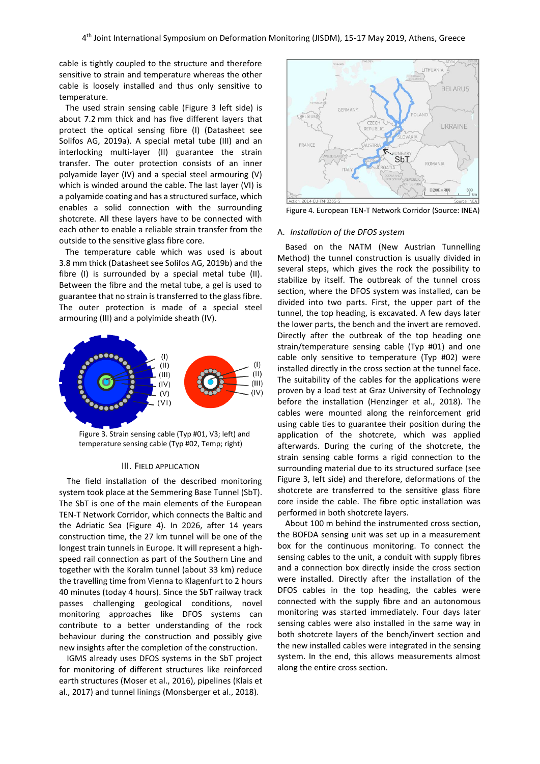cable is tightly coupled to the structure and therefore sensitive to strain and temperature whereas the other cable is loosely installed and thus only sensitive to temperature.

The used strain sensing cable (Figure 3 left side) is about 7.2 mm thick and has five different layers that protect the optical sensing fibre (I) (Datasheet see Solifos AG, 2019a). A special metal tube (III) and an interlocking multi-layer (II) guarantee the strain transfer. The outer protection consists of an inner polyamide layer (IV) and a special steel armouring (V) which is winded around the cable. The last layer (VI) is a polyamide coating and has a structured surface, which enables a solid connection with the surrounding shotcrete. All these layers have to be connected with each other to enable a reliable strain transfer from the outside to the sensitive glass fibre core.

The temperature cable which was used is about 3.8 mm thick (Datasheet see Solifos AG, 2019b) and the fibre (I) is surrounded by a special metal tube (II). Between the fibre and the metal tube, a gel is used to guarantee that no strain is transferred to the glass fibre. The outer protection is made of a special steel armouring (III) and a polyimide sheath (IV).

Figure 3. Strain sensing cable (Typ #01, V3; left) and temperature sensing cable (Typ #02, Temp; right)

## III. Field Application

The field installation of the described monitoring system took place at the Semmering Base Tunnel (SbT). The SbT is one of the main elements of the European TEN-T Network Corridor, which connects the Baltic and the Adriatic Sea (Figure 4). In 2026, after 14 years construction time, the 27 km tunnel will be one of the longest train tunnels in Europe. It will represent a high-speed rail connection as part of the Southern Line and together with the Koralm tunnel (about 33 km) reduce the travelling time from Vienna to Klagenfurt to 2 hours 40 minutes (today 4 hours). Since the SbT railway track passes challenging geological conditions, novel monitoring approaches like DFOS systems can contribute to a better understanding of the rock behaviour during the construction and possibly give new insights after the completion of the construction.

IGMS already uses DFOS systems in the SbT project for monitoring of different structures like reinforced earth structures (Moser et al., 2016), pipelines (Klais et al., 2017) and tunnel linings (Monsberger et al., 2018).

Figure 4. European TEN-T Network Corridor (Source: INEA)

### A. *Installation of the DFOS system*

Based on the NATM (New Austrian Tunnelling Method) the tunnel construction is usually divided in several steps, which gives the rock the possibility to stabilize by itself. The outbreak of the tunnel cross section, where the DFOS system was installed, can be divided into two parts. First, the upper part of the tunnel, the top heading, is excavated. A few days later the lower parts, the bench and the invert are removed. Directly after the outbreak of the top heading one strain/temperature sensing cable (Typ #01) and one cable only sensitive to temperature (Typ #02) were installed directly in the cross section at the tunnel face. The suitability of the cables for the applications were proven by a load test at Graz University of Technology before the installation (Henzinger et al., 2018). The cables were mounted along the reinforcement grid using cable ties to guarantee their position during the application of the shotcrete, which was applied afterwards. During the curing of the shotcrete, the strain sensing cable forms a rigid connection to the surrounding material due to its structured surface (see Figure 3, left side) and therefore, deformations of the shotcrete are transferred to the sensitive glass fibre core inside the cable. The fibre optic installation was performed in both shotcrete layers.

About 100 m behind the instrumented cross section, the BOFDA sensing unit was set up in a measurement box for the continuous monitoring. To connect the sensing cables to the unit, a conduit with supply fibres and a connection box directly inside the cross section were installed. Directly after the installation of the DFOS cables in the top heading, the cables were connected with the supply fibre and an autonomous monitoring was started immediately. Four days later sensing cables were also installed in the same way in both shotcrete layers of the bench/invert section and the new installed cables were integrated in the sensing system. In the end, this allows measurements almost along the entire cross section.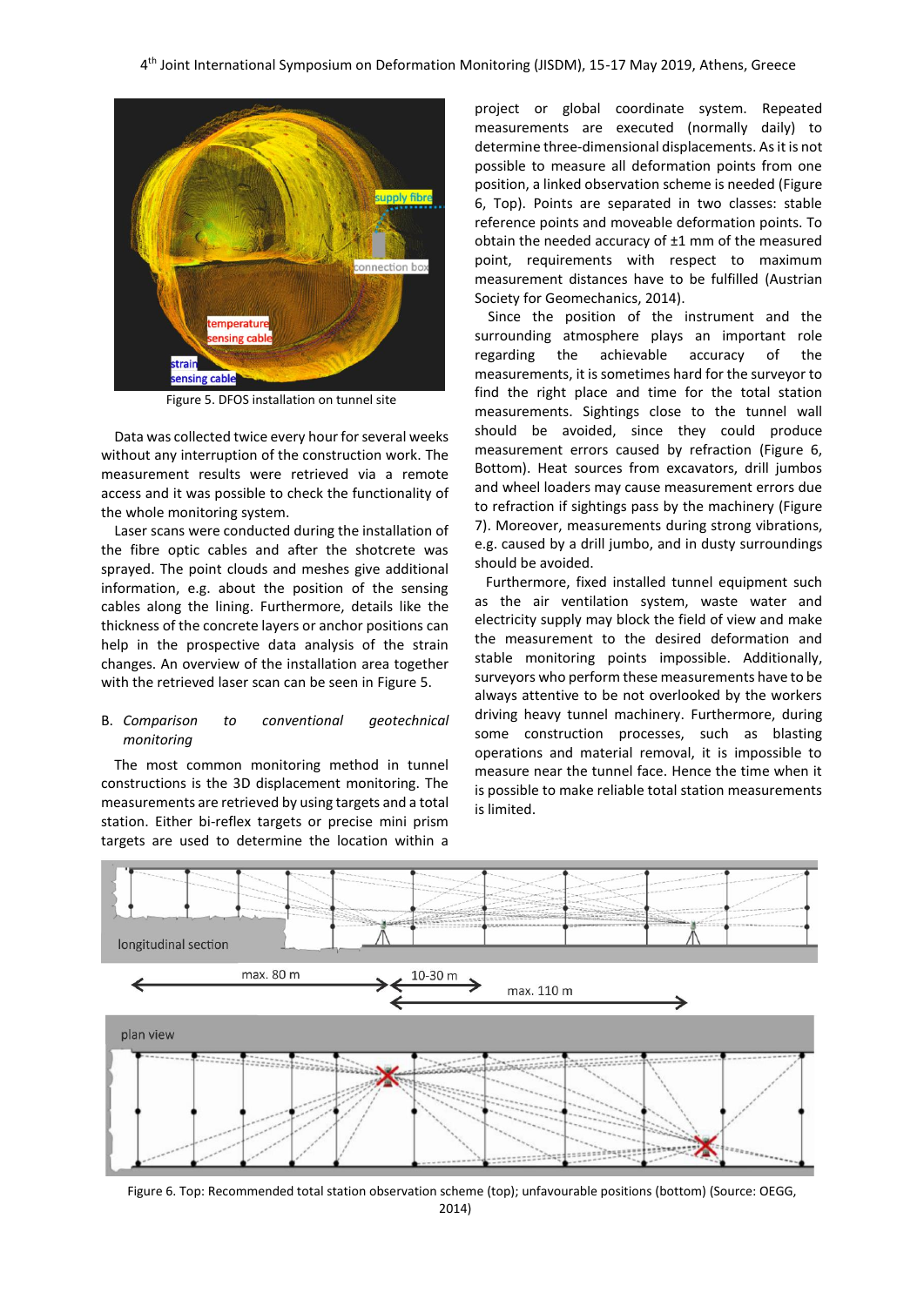Figure 5. DFOS installation on tunnel site

Data was collected twice every hour for several weeks without any interruption of the construction work. The measurement results were retrieved via a remote access and it was possible to check the functionality of the whole monitoring system.

Laser scans were conducted during the installation of the fibre optic cables and after the shotcrete was sprayed. The point clouds and meshes give additional information, e.g. about the position of the sensing cables along the lining. Furthermore, details like the thickness of the concrete layers or anchor positions can help in the prospective data analysis of the strain changes. An overview of the installation area together with the retrieved laser scan can be seen in Figure 5.

### B. *Comparison to conventional geotechnical monitoring*

The most common monitoring method in tunnel constructions is the 3D displacement monitoring. The measurements are retrieved by using targets and a total station. Either bi-reflex targets or precise mini prism targets are used to determine the location within a project or global coordinate system. Repeated measurements are executed (normally daily) to determine three-dimensional displacements. As it is not possible to measure all deformation points from one position, a linked observation scheme is needed (Figure 6, Top). Points are separated in two classes: stable reference points and moveable deformation points. To obtain the needed accuracy of ±1 mm of the measured point, requirements with respect to maximum measurement distances have to be fulfilled (Austrian Society for Geomechanics, 2014).

Since the position of the instrument and the surrounding atmosphere plays an important role regarding the achievable accuracy of the measurements, it is sometimes hard for the surveyor to find the right place and time for the total station measurements. Sightings close to the tunnel wall should be avoided, since they could produce measurement errors caused by refraction (Figure 6, Bottom). Heat sources from excavators, drill jumbos and wheel loaders may cause measurement errors due to refraction if sightings pass by the machinery (Figure 7). Moreover, measurements during strong vibrations, e.g. caused by a drill jumbo, and in dusty surroundings should be avoided.

Furthermore, fixed installed tunnel equipment such as the air ventilation system, waste water and electricity supply may block the field of view and make the measurement to the desired deformation and stable monitoring points impossible. Additionally, surveyors who perform these measurements have to be always attentive to be not overlooked by the workers driving heavy tunnel machinery. Furthermore, during some construction processes, such as blasting operations and material removal, it is impossible to measure near the tunnel face. Hence the time when it is possible to make reliable total station measurements is limited.

Figure 6. Top: Recommended total station observation scheme (top); unfavourable positions (bottom) (Source: OEGG, 2014)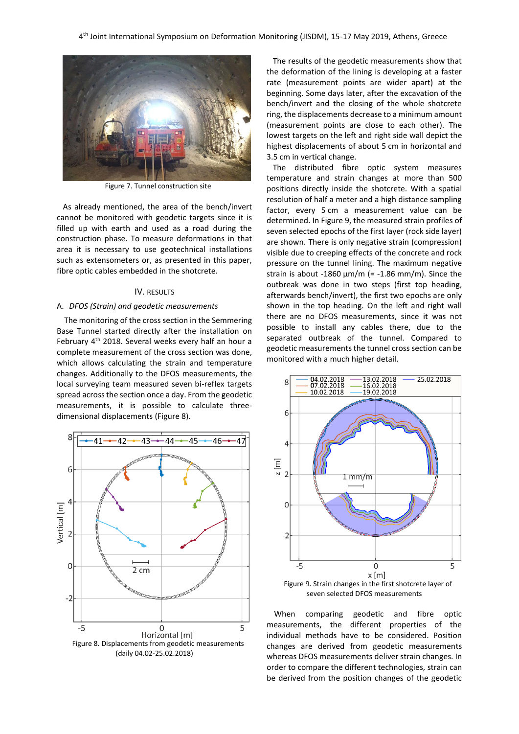Figure 7. Tunnel construction site

As already mentioned, the area of the bench/invert cannot be monitored with geodetic targets since it is filled up with earth and used as a road during the construction phase. To measure deformations in that area it is necessary to use geotechnical installations such as extensometers or, as presented in this paper, fibre optic cables embedded in the shotcrete.

## IV. Results

### A. *DFOS (Strain) and geodetic measurements*

The monitoring of the cross section in the Semmering Base Tunnel started directly after the installation on February 4th 2018. Several weeks every half an hour a complete measurement of the cross section was done, which allows calculating the strain and temperature changes with the DFOS measurements. Additionally to the DFOS measurements, the local surveying team measured seven bi-reflex targets spread across the section once a day. From the geodetic measurements, it is possible to calculate three-dimensional displacements (Figure 8).

Figure 8. Displacements from geodetic measurements (daily 04.02-25.02.2018)

The results of the geodetic measurements show that the deformation of the lining is developing at a faster rate (measurement points are wider apart) at the beginning. Some days later, after the excavation of the bench/invert and the closing of the whole shotcrete ring, the displacements decrease to a minimum amount (measurement points are close to each other). The lowest targets on the left and right side wall depict the highest displacements of about 5 cm in horizontal and 3.5 cm in vertical change.

The distributed fibre optic system measures temperature and strain changes at more than 500 positions directly inside the shotcrete. With a spatial resolution of half a meter and a high distance sampling factor, every 5 cm a measurement value can be determined. In Figure 9, the measured strain profiles of seven selected epochs of the first layer (rock side layer) are shown. There is only negative strain (compression) visible due to creeping effects of the concrete and rock pressure on the tunnel lining. The maximum negative strain is about -1860 µm/m (= -1.86 mm/m). Since the outbreak was done in two steps (first top heading, afterwards bench/invert), the first two epochs are only shown in the top heading. On the left and right wall there are no DFOS measurements, since it was not possible to install any cables there, due to the separated outbreak of the tunnel. Compared to geodetic measurements the tunnel cross section can be monitored with a much higher detail.

Figure 9. Strain changes in the first shotcrete layer of seven selected DFOS measurements

When comparing geodetic and fibre optic measurements, the different properties of the individual methods have to be considered. Position changes are derived from geodetic measurements whereas DFOS measurements deliver strain changes. In order to compare the different technologies, strain can be derived from the position changes of the geodetic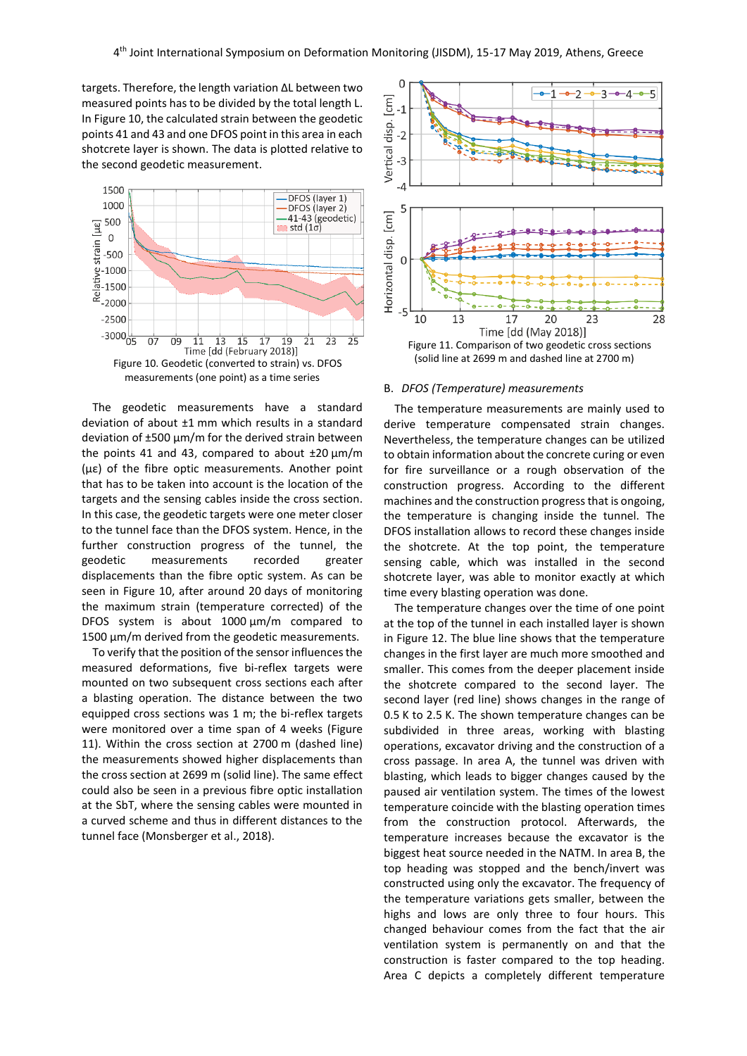targets. Therefore, the length variation ΔL between two measured points has to be divided by the total length L. In Figure 10, the calculated strain between the geodetic points 41 and 43 and one DFOS point in this area in each shotcrete layer is shown. The data is plotted relative to the second geodetic measurement.

Figure 10. Geodetic (converted to strain) vs. DFOS measurements (one point) as a time series

The geodetic measurements have a standard deviation of about ±1 mm which results in a standard deviation of ±500 µm/m for the derived strain between the points 41 and 43, compared to about ±20 µm/m (µε) of the fibre optic measurements. Another point that has to be taken into account is the location of the targets and the sensing cables inside the cross section. In this case, the geodetic targets were one meter closer to the tunnel face than the DFOS system. Hence, in the further construction progress of the tunnel, the geodetic measurements recorded greater displacements than the fibre optic system. As can be seen in Figure 10, after around 20 days of monitoring the maximum strain (temperature corrected) of the DFOS system is about 1000 µm/m compared to 1500 µm/m derived from the geodetic measurements.

To verify that the position of the sensor influences the measured deformations, five bi-reflex targets were mounted on two subsequent cross sections each after a blasting operation. The distance between the two equipped cross sections was 1 m; the bi-reflex targets were monitored over a time span of 4 weeks (Figure 11). Within the cross section at 2700 m (dashed line) the measurements showed higher displacements than the cross section at 2699 m (solid line). The same effect could also be seen in a previous fibre optic installation at the SbT, where the sensing cables were mounted in a curved scheme and thus in different distances to the tunnel face (Monsberger et al., 2018).

Figure 11. Comparison of two geodetic cross sections (solid line at 2699 m and dashed line at 2700 m)

## B. *DFOS (Temperature) measurements*

The temperature measurements are mainly used to derive temperature compensated strain changes. Nevertheless, the temperature changes can be utilized to obtain information about the concrete curing or even for fire surveillance or a rough observation of the construction progress. According to the different machines and the construction progress that is ongoing, the temperature is changing inside the tunnel. The DFOS installation allows to record these changes inside the shotcrete. At the top point, the temperature sensing cable, which was installed in the second shotcrete layer, was able to monitor exactly at which time every blasting operation was done.

The temperature changes over the time of one point at the top of the tunnel in each installed layer is shown in Figure 12. The blue line shows that the temperature changes in the first layer are much more smoothed and smaller. This comes from the deeper placement inside the shotcrete compared to the second layer. The second layer (red line) shows changes in the range of 0.5 K to 2.5 K. The shown temperature changes can be subdivided in three areas, working with blasting operations, excavator driving and the construction of a cross passage. In area A, the tunnel was driven with blasting, which leads to bigger changes caused by the paused air ventilation system. The times of the lowest temperature coincide with the blasting operation times from the construction protocol. Afterwards, the temperature increases because the excavator is the biggest heat source needed in the NATM. In area B, the top heading was stopped and the bench/invert was constructed using only the excavator. The frequency of the temperature variations gets smaller, between the highs and lows are only three to four hours. This changed behaviour comes from the fact that the air ventilation system is permanently on and that the construction is faster compared to the top heading. Area C depicts a completely different temperature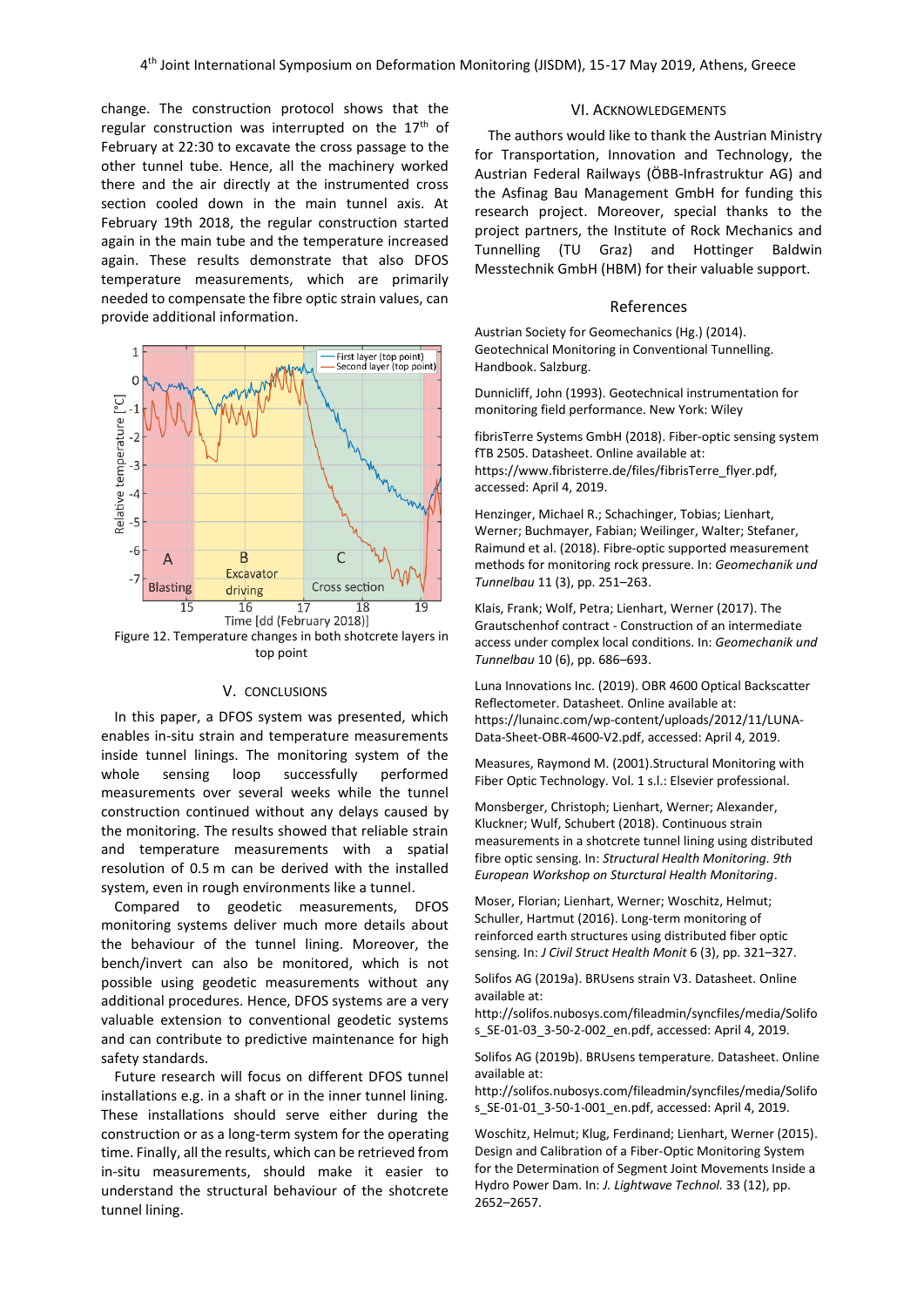change. The construction protocol shows that the regular construction was interrupted on the 17th of February at 22:30 to excavate the cross passage to the other tunnel tube. Hence, all the machinery worked there and the air directly at the instrumented cross section cooled down in the main tunnel axis. At February 19th 2018, the regular construction started again in the main tube and the temperature increased again. These results demonstrate that also DFOS temperature measurements, which are primarily needed to compensate the fibre optic strain values, can provide additional information.

First layer (top point)
Second layer (top point)

Relative temperature [°C]

1
0
-1
-2
-3
-4
-5
-6
-7

A
Blasting

B
Excavator driving

C
Cross section

15 16 17 18 19

Time [dd (February 2018)]

Figure 12. Temperature changes in both shotcrete layers in top point

## V. CONCLUSIONS

In this paper, a DFOS system was presented, which enables in-situ strain and temperature measurements inside tunnel linings. The monitoring system of the whole sensing loop successfully performed measurements over several weeks while the tunnel construction continued without any delays caused by the monitoring. The results showed that reliable strain and temperature measurements with a spatial resolution of 0.5 m can be derived with the installed system, even in rough environments like a tunnel.

Compared to geodetic measurements, DFOS monitoring systems deliver much more details about the behaviour of the tunnel lining. Moreover, the bench/invert can also be monitored, which is not possible using geodetic measurements without any additional procedures. Hence, DFOS systems are a very valuable extension to conventional geodetic systems and can contribute to predictive maintenance for high safety standards.

Future research will focus on different DFOS tunnel installations e.g. in a shaft or in the inner tunnel lining. These installations should serve either during the construction or as a long-term system for the operating time. Finally, all the results, which can be retrieved from in-situ measurements, should make it easier to understand the structural behaviour of the shotcrete tunnel lining.

## VI. ACKNOWLEDGEMENTS

The authors would like to thank the Austrian Ministry for Transportation, Innovation and Technology, the Austrian Federal Railways (ÖBB-Infrastruktur AG) and the Asfinag Bau Management GmbH for funding this research project. Moreover, special thanks to the project partners, the Institute of Rock Mechanics and Tunnelling (TU Graz) and Hottinger Baldwin Messtechnik GmbH (HBM) for their valuable support.

## References

Austrian Society for Geomechanics (Hg.) (2014). Geotechnical Monitoring in Conventional Tunnelling. Handbook. Salzburg.

Dunnicliff, John (1993). Geotechnical instrumentation for monitoring field performance. New York: Wiley

fibrisTerre Systems GmbH (2018). Fiber-optic sensing system fTB 2505. Datasheet. Online available at: https://www.fibristerre.de/files/fibrisTerre_flyer.pdf, accessed: April 4, 2019.

Henzinger, Michael R.; Schachinger, Tobias; Lienhart, Werner; Buchmayer, Fabian; Weilinger, Walter; Stefaner, Raimund et al. (2018). Fibre-optic supported measurement methods for monitoring rock pressure. In: *Geomechanik und Tunnelbau* 11 (3), pp. 251–263.

Klais, Frank; Wolf, Petra; Lienhart, Werner (2017). The Grautschenhof contract - Construction of an intermediate access under complex local conditions. In: *Geomechanik und Tunnelbau* 10 (6), pp. 686–693.

Luna Innovations Inc. (2019). OBR 4600 Optical Backscatter Reflectometer. Datasheet. Online available at: https://lunainc.com/wp-content/uploads/2012/11/LUNA-Data-Sheet-OBR-4600-V2.pdf, accessed: April 4, 2019.

Measures, Raymond M. (2001).Structural Monitoring with Fiber Optic Technology. Vol. 1 s.l.: Elsevier professional.

Monsberger, Christoph; Lienhart, Werner; Alexander, Kluckner; Wulf, Schubert (2018). Continuous strain measurements in a shotcrete tunnel lining using distributed fibre optic sensing. In: *Structural Health Monitoring. 9th European Workshop on Sturctural Health Monitoring*.

Moser, Florian; Lienhart, Werner; Woschitz, Helmut; Schuller, Hartmut (2016). Long-term monitoring of reinforced earth structures using distributed fiber optic sensing. In: *J Civil Struct Health Monit* 6 (3), pp. 321–327.

Solifos AG (2019a). BRUsens strain V3. Datasheet. Online available at: http://solifos.nubosys.com/fileadmin/syncfiles/media/Solifos_SE-01-03_3-50-2-002_en.pdf, accessed: April 4, 2019.

Solifos AG (2019b). BRUsens temperature. Datasheet. Online available at: http://solifos.nubosys.com/fileadmin/syncfiles/media/Solifos_SE-01-01_3-50-1-001_en.pdf, accessed: April 4, 2019.

Woschitz, Helmut; Klug, Ferdinand; Lienhart, Werner (2015). Design and Calibration of a Fiber-Optic Monitoring System for the Determination of Segment Joint Movements Inside a Hydro Power Dam. In: *J. Lightwave Technol.* 33 (12), pp. 2652–2657.